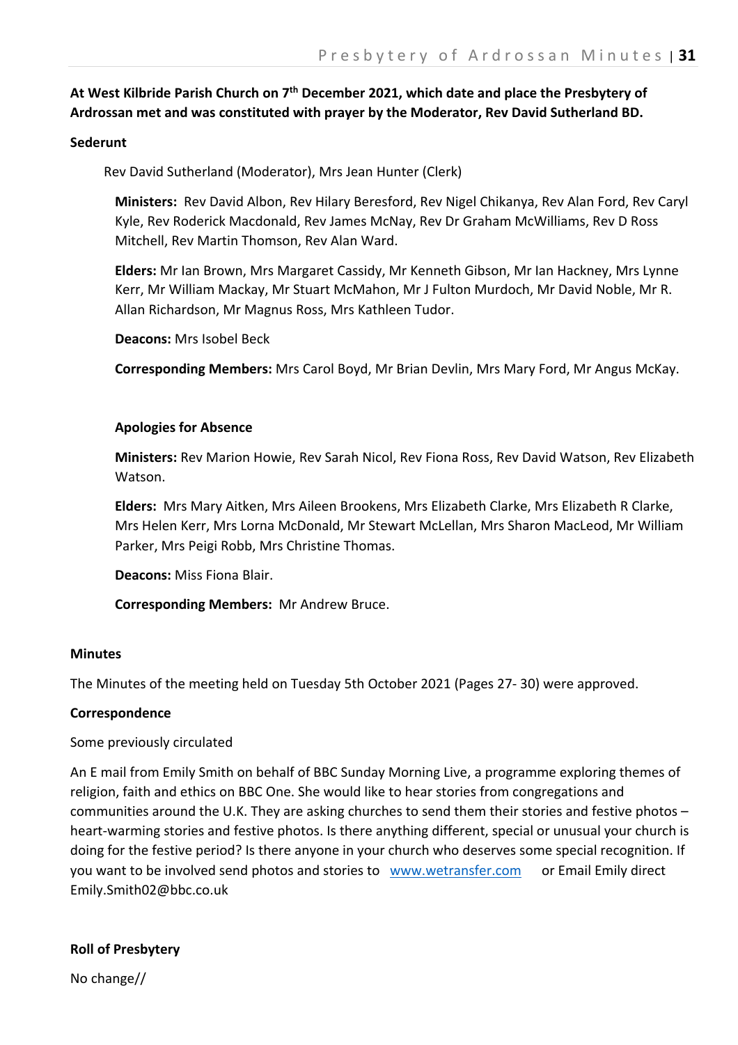**At West Kilbride Parish Church on 7th December 2021, which date and place the Presbytery of Ardrossan met and was constituted with prayer by the Moderator, Rev David Sutherland BD.**

**Sederunt**

Rev David Sutherland (Moderator), Mrs Jean Hunter (Clerk)

**Ministers:** Rev David Albon, Rev Hilary Beresford, Rev Nigel Chikanya, Rev Alan Ford, Rev Caryl Kyle, Rev Roderick Macdonald, Rev James McNay, Rev Dr Graham McWilliams, Rev D Ross Mitchell, Rev Martin Thomson, Rev Alan Ward.

**Elders:** Mr Ian Brown, Mrs Margaret Cassidy, Mr Kenneth Gibson, Mr Ian Hackney, Mrs Lynne Kerr, Mr William Mackay, Mr Stuart McMahon, Mr J Fulton Murdoch, Mr David Noble, Mr R. Allan Richardson, Mr Magnus Ross, Mrs Kathleen Tudor.

**Deacons:** Mrs Isobel Beck

**Corresponding Members:** Mrs Carol Boyd, Mr Brian Devlin, Mrs Mary Ford, Mr Angus McKay.

**Apologies for Absence**

**Ministers:** Rev Marion Howie, Rev Sarah Nicol, Rev Fiona Ross, Rev David Watson, Rev Elizabeth Watson.

**Elders:** Mrs Mary Aitken, Mrs Aileen Brookens, Mrs Elizabeth Clarke, Mrs Elizabeth R Clarke, Mrs Helen Kerr, Mrs Lorna McDonald, Mr Stewart McLellan, Mrs Sharon MacLeod, Mr William Parker, Mrs Peigi Robb, Mrs Christine Thomas.

**Deacons:** Miss Fiona Blair.

**Corresponding Members:** Mr Andrew Bruce.

**Minutes**

The Minutes of the meeting held on Tuesday 5th October 2021 (Pages 27- 30) were approved.

**Correspondence**

Some previously circulated

An E mail from Emily Smith on behalf of BBC Sunday Morning Live, a programme exploring themes of religion, faith and ethics on BBC One. She would like to hear stories from congregations and communities around the U.K. They are asking churches to send them their stories and festive photos – heart-warming stories and festive photos. Is there anything different, special or unusual your church is doing for the festive period? Is there anyone in your church who deserves some special recognition. If you want to be involved send photos and stories to [www.wetransfer.com](http://www.wetransfer.com) or Email Emily direct Emily.Smith02@bbc.co.uk

**Roll of Presbytery**

No change//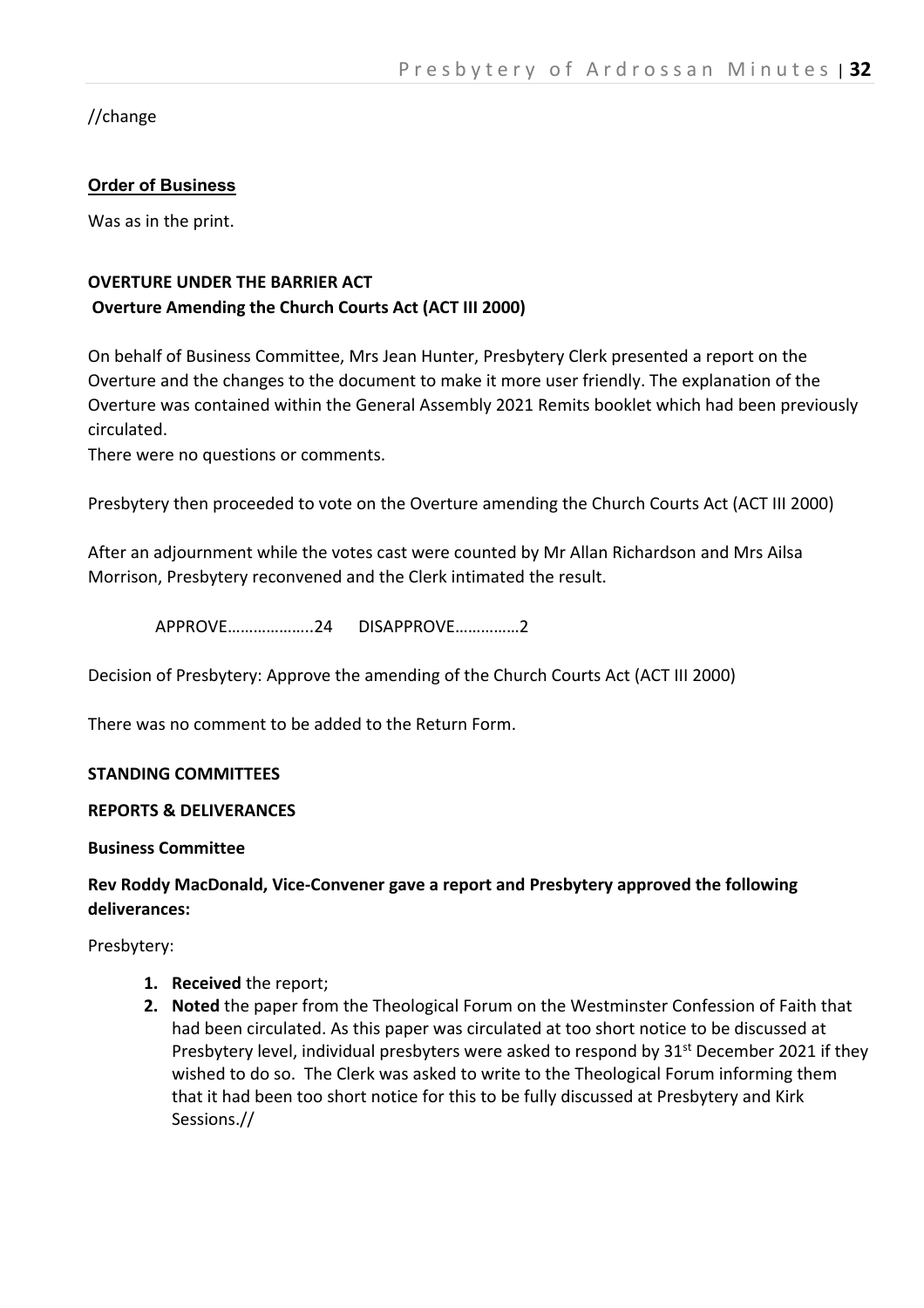//change

**Order of Business**

Was as in the print.

**OVERTURE UNDER THE BARRIER ACT**
**Overture Amending the Church Courts Act (ACT III 2000)**

On behalf of Business Committee, Mrs Jean Hunter, Presbytery Clerk presented a report on the Overture and the changes to the document to make it more user friendly. The explanation of the Overture was contained within the General Assembly 2021 Remits booklet which had been previously circulated.
There were no questions or comments.

Presbytery then proceeded to vote on the Overture amending the Church Courts Act (ACT III 2000)

After an adjournment while the votes cast were counted by Mr Allan Richardson and Mrs Ailsa Morrison, Presbytery reconvened and the Clerk intimated the result.

APPROVE………………..24 DISAPPROVE……………2

Decision of Presbytery: Approve the amending of the Church Courts Act (ACT III 2000)

There was no comment to be added to the Return Form.

**STANDING COMMITTEES**

**REPORTS & DELIVERANCES**

**Business Committee**

**Rev Roddy MacDonald, Vice-Convener gave a report and Presbytery approved the following deliverances:**

Presbytery:

1. **Received** the report;
2. **Noted** the paper from the Theological Forum on the Westminster Confession of Faith that had been circulated. As this paper was circulated at too short notice to be discussed at Presbytery level, individual presbyters were asked to respond by 31st December 2021 if they wished to do so. The Clerk was asked to write to the Theological Forum informing them that it had been too short notice for this to be fully discussed at Presbytery and Kirk Sessions.//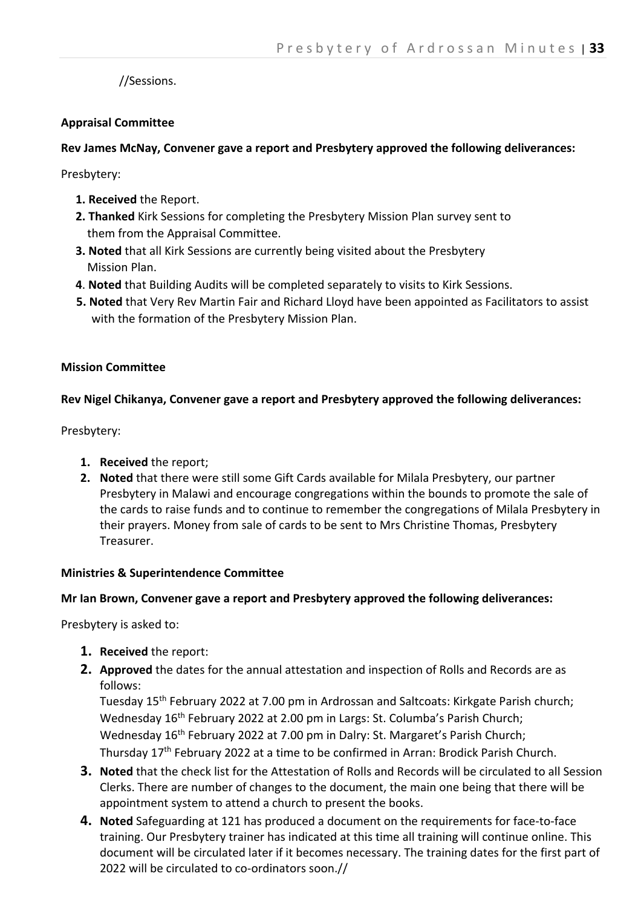//Sessions.

**Appraisal Committee**

**Rev James McNay, Convener gave a report and Presbytery approved the following deliverances:**

Presbytery:

1. **Received** the Report.
2. **Thanked** Kirk Sessions for completing the Presbytery Mission Plan survey sent to them from the Appraisal Committee.
3. **Noted** that all Kirk Sessions are currently being visited about the Presbytery Mission Plan.
4. **Noted** that Building Audits will be completed separately to visits to Kirk Sessions.
5. **Noted** that Very Rev Martin Fair and Richard Lloyd have been appointed as Facilitators to assist with the formation of the Presbytery Mission Plan.

**Mission Committee**

**Rev Nigel Chikanya, Convener gave a report and Presbytery approved the following deliverances:**

Presbytery:

1. **Received** the report;
2. **Noted** that there were still some Gift Cards available for Milala Presbytery, our partner Presbytery in Malawi and encourage congregations within the bounds to promote the sale of the cards to raise funds and to continue to remember the congregations of Milala Presbytery in their prayers. Money from sale of cards to be sent to Mrs Christine Thomas, Presbytery Treasurer.

**Ministries & Superintendence Committee**

**Mr Ian Brown, Convener gave a report and Presbytery approved the following deliverances:**

Presbytery is asked to:

1. **Received** the report:
2. **Approved** the dates for the annual attestation and inspection of Rolls and Records are as follows:
   Tuesday 15th February 2022 at 7.00 pm in Ardrossan and Saltcoats: Kirkgate Parish church;
   Wednesday 16th February 2022 at 2.00 pm in Largs: St. Columba's Parish Church;
   Wednesday 16th February 2022 at 7.00 pm in Dalry: St. Margaret's Parish Church;
   Thursday 17th February 2022 at a time to be confirmed in Arran: Brodick Parish Church.
3. **Noted** that the check list for the Attestation of Rolls and Records will be circulated to all Session Clerks. There are number of changes to the document, the main one being that there will be appointment system to attend a church to present the books.
4. **Noted** Safeguarding at 121 has produced a document on the requirements for face-to-face training. Our Presbytery trainer has indicated at this time all training will continue online. This document will be circulated later if it becomes necessary. The training dates for the first part of 2022 will be circulated to co-ordinators soon.//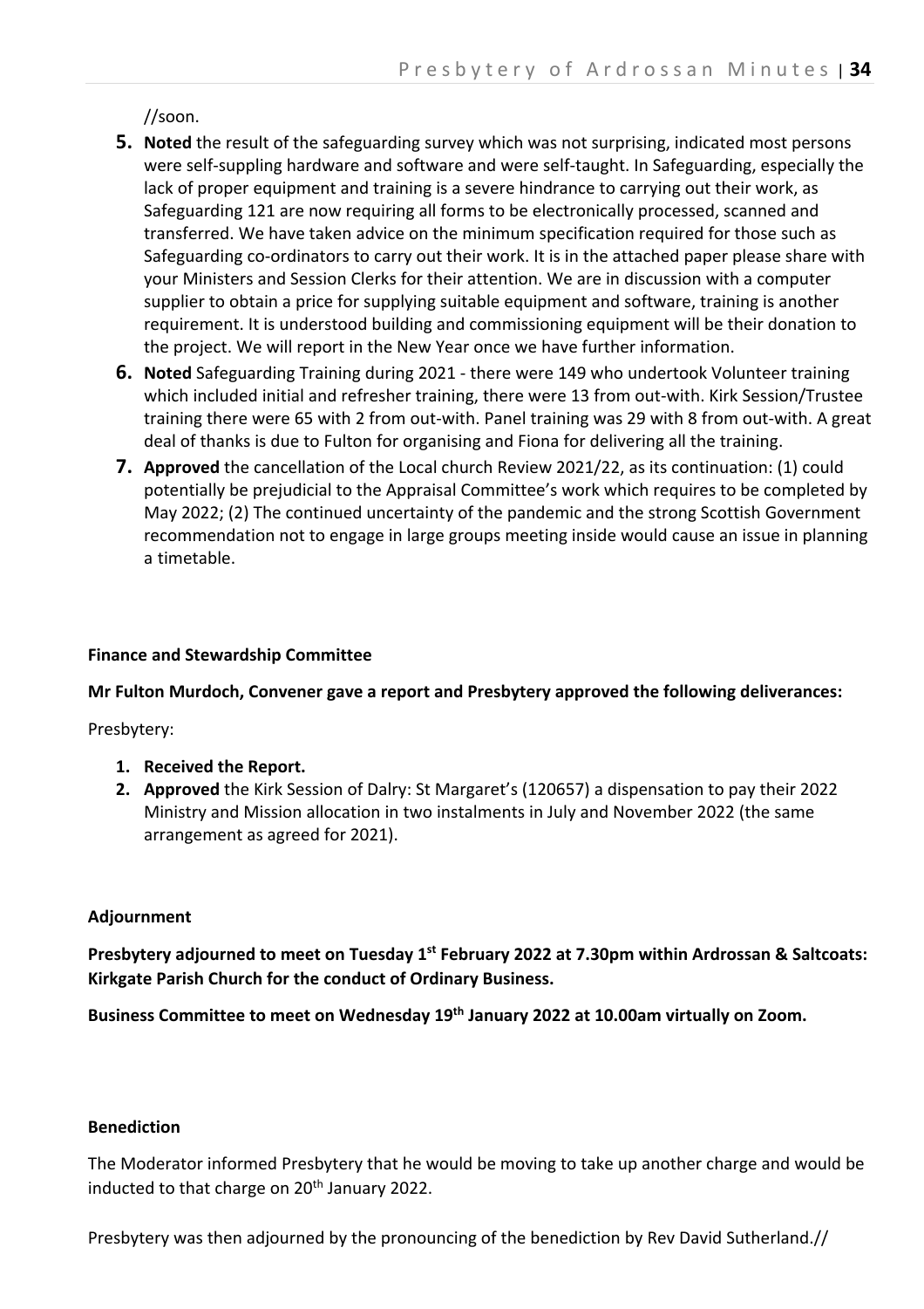//soon.

5. **Noted** the result of the safeguarding survey which was not surprising, indicated most persons were self-suppling hardware and software and were self-taught. In Safeguarding, especially the lack of proper equipment and training is a severe hindrance to carrying out their work, as Safeguarding 121 are now requiring all forms to be electronically processed, scanned and transferred. We have taken advice on the minimum specification required for those such as Safeguarding co-ordinators to carry out their work. It is in the attached paper please share with your Ministers and Session Clerks for their attention. We are in discussion with a computer supplier to obtain a price for supplying suitable equipment and software, training is another requirement. It is understood building and commissioning equipment will be their donation to the project. We will report in the New Year once we have further information.
6. **Noted** Safeguarding Training during 2021 - there were 149 who undertook Volunteer training which included initial and refresher training, there were 13 from out-with. Kirk Session/Trustee training there were 65 with 2 from out-with. Panel training was 29 with 8 from out-with. A great deal of thanks is due to Fulton for organising and Fiona for delivering all the training.
7. **Approved** the cancellation of the Local church Review 2021/22, as its continuation: (1) could potentially be prejudicial to the Appraisal Committee's work which requires to be completed by May 2022; (2) The continued uncertainty of the pandemic and the strong Scottish Government recommendation not to engage in large groups meeting inside would cause an issue in planning a timetable.

**Finance and Stewardship Committee**

**Mr Fulton Murdoch, Convener gave a report and Presbytery approved the following deliverances:**

Presbytery:

1. **Received the Report.**
2. **Approved** the Kirk Session of Dalry: St Margaret's (120657) a dispensation to pay their 2022 Ministry and Mission allocation in two instalments in July and November 2022 (the same arrangement as agreed for 2021).

**Adjournment**

**Presbytery adjourned to meet on Tuesday 1st February 2022 at 7.30pm within Ardrossan & Saltcoats: Kirkgate Parish Church for the conduct of Ordinary Business.**

**Business Committee to meet on Wednesday 19th January 2022 at 10.00am virtually on Zoom.**

**Benediction**

The Moderator informed Presbytery that he would be moving to take up another charge and would be inducted to that charge on 20th January 2022.

Presbytery was then adjourned by the pronouncing of the benediction by Rev David Sutherland.//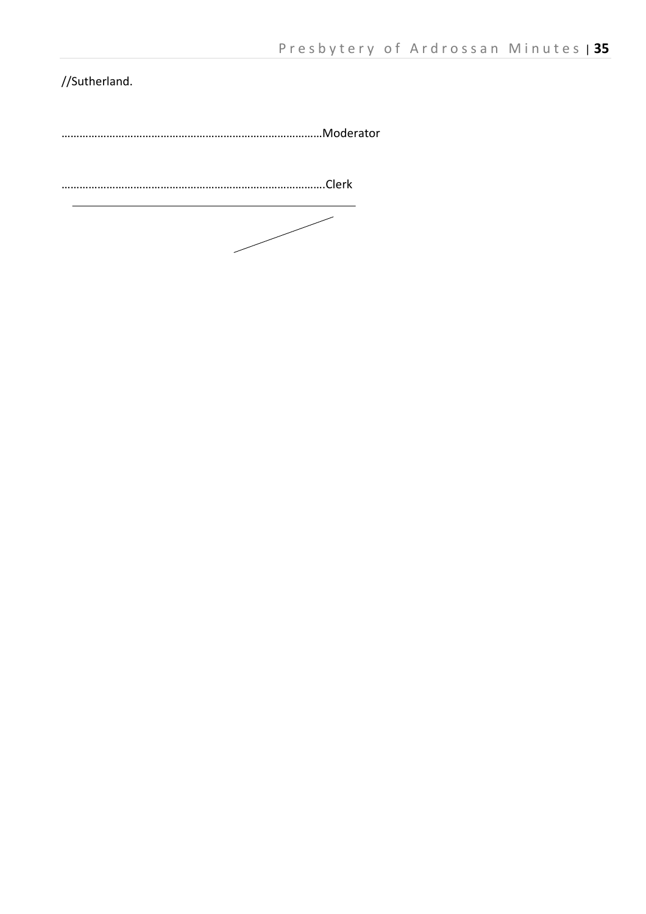//Sutherland.

……………………………………………………………………………Moderator

…………………………………………………………………………….Clerk